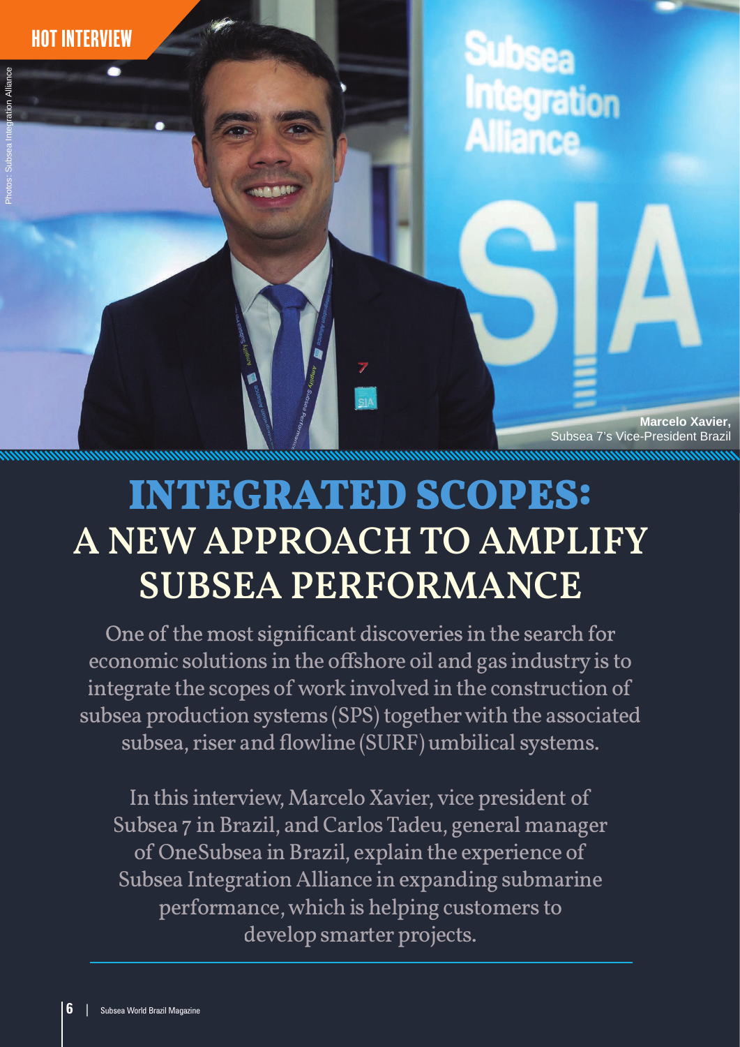HOT INTERVIEW

Photos: Subsea Integration Alliance

**Marcelo Xavier,**
Subsea 7's Vice-President Brazil

# INTEGRATED SCOPES: A NEW APPROACH TO AMPLIFY SUBSEA PERFORMANCE

One of the most significant discoveries in the search for economic solutions in the offshore oil and gas industry is to integrate the scopes of work involved in the construction of subsea production systems (SPS) together with the associated subsea, riser and flowline (SURF) umbilical systems.

In this interview, Marcelo Xavier, vice president of Subsea 7 in Brazil, and Carlos Tadeu, general manager of OneSubsea in Brazil, explain the experience of Subsea Integration Alliance in expanding submarine performance, which is helping customers to develop smarter projects.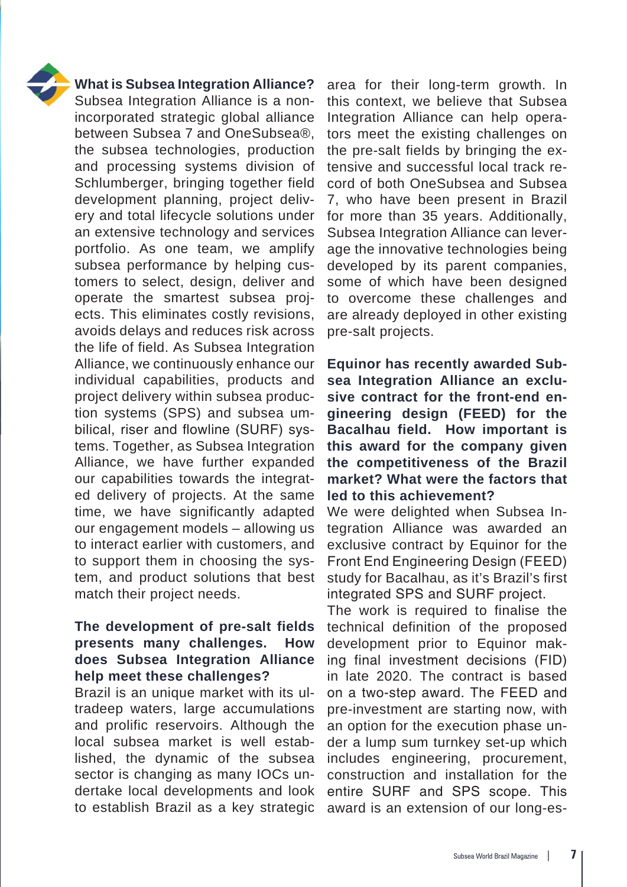**What is Subsea Integration Alliance?**
Subsea Integration Alliance is a non-incorporated strategic global alliance between Subsea 7 and OneSubsea®, the subsea technologies, production and processing systems division of Schlumberger, bringing together field development planning, project delivery and total lifecycle solutions under an extensive technology and services portfolio. As one team, we amplify subsea performance by helping customers to select, design, deliver and operate the smartest subsea projects. This eliminates costly revisions, avoids delays and reduces risk across the life of field. As Subsea Integration Alliance, we continuously enhance our individual capabilities, products and project delivery within subsea production systems (SPS) and subsea umbilical, riser and flowline (SURF) systems. Together, as Subsea Integration Alliance, we have further expanded our capabilities towards the integrated delivery of projects. At the same time, we have significantly adapted our engagement models – allowing us to interact earlier with customers, and to support them in choosing the system, and product solutions that best match their project needs.

**The development of pre-salt fields presents many challenges. How does Subsea Integration Alliance help meet these challenges?**
Brazil is an unique market with its ultradeep waters, large accumulations and prolific reservoirs. Although the local subsea market is well established, the dynamic of the subsea sector is changing as many IOCs undertake local developments and look to establish Brazil as a key strategic area for their long-term growth. In this context, we believe that Subsea Integration Alliance can help operators meet the existing challenges on the pre-salt fields by bringing the extensive and successful local track record of both OneSubsea and Subsea 7, who have been present in Brazil for more than 35 years. Additionally, Subsea Integration Alliance can leverage the innovative technologies being developed by its parent companies, some of which have been designed to overcome these challenges and are already deployed in other existing pre-salt projects.

**Equinor has recently awarded Subsea Integration Alliance an exclusive contract for the front-end engineering design (FEED) for the Bacalhau field. How important is this award for the company given the competitiveness of the Brazil market? What were the factors that led to this achievement?**
We were delighted when Subsea Integration Alliance was awarded an exclusive contract by Equinor for the Front End Engineering Design (FEED) study for Bacalhau, as it's Brazil's first integrated SPS and SURF project.
The work is required to finalise the technical definition of the proposed development prior to Equinor making final investment decisions (FID) in late 2020. The contract is based on a two-step award. The FEED and pre-investment are starting now, with an option for the execution phase under a lump sum turnkey set-up which includes engineering, procurement, construction and installation for the entire SURF and SPS scope. This award is an extension of our long-es-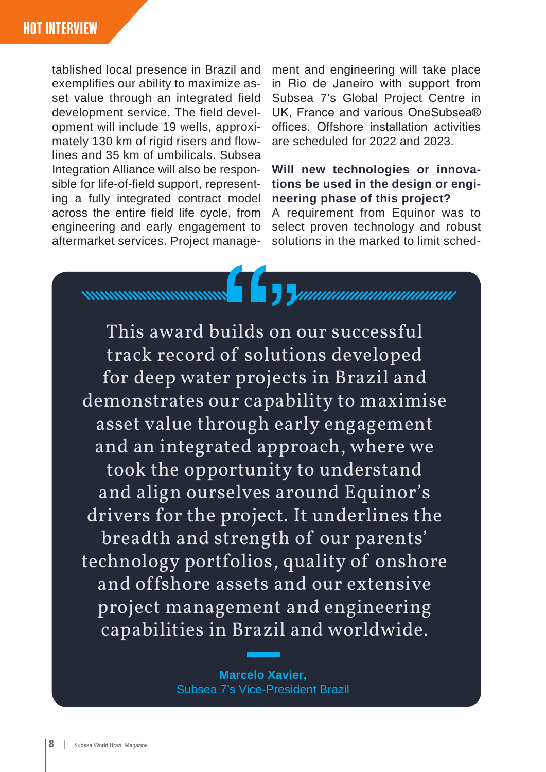tablished local presence in Brazil and exemplifies our ability to maximize asset value through an integrated field development service. The field development will include 19 wells, approximately 130 km of rigid risers and flowlines and 35 km of umbilicals. Subsea Integration Alliance will also be responsible for life-of-field support, representing a fully integrated contract model across the entire field life cycle, from engineering and early engagement to aftermarket services. Project management and engineering will take place in Rio de Janeiro with support from Subsea 7's Global Project Centre in UK, France and various OneSubsea® offices. Offshore installation activities are scheduled for 2022 and 2023.

**Will new technologies or innovations be used in the design or engineering phase of this project?**

A requirement from Equinor was to select proven technology and robust solutions in the marked to limit sched-

> This award builds on our successful track record of solutions developed for deep water projects in Brazil and demonstrates our capability to maximise asset value through early engagement and an integrated approach, where we took the opportunity to understand and align ourselves around Equinor's drivers for the project. It underlines the breadth and strength of our parents' technology portfolios, quality of onshore and offshore assets and our extensive project management and engineering capabilities in Brazil and worldwide.
>
> **Marcelo Xavier,**
> Subsea 7's Vice-President Brazil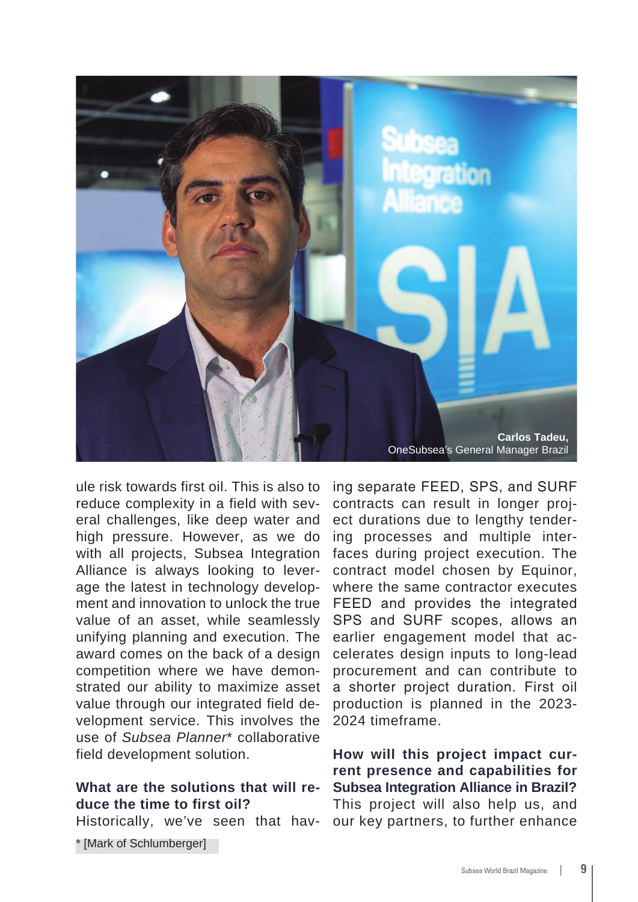Carlos Tadeu,
OneSubsea's General Manager Brazil

ule risk towards first oil. This is also to reduce complexity in a field with several challenges, like deep water and high pressure. However, as we do with all projects, Subsea Integration Alliance is always looking to leverage the latest in technology development and innovation to unlock the true value of an asset, while seamlessly unifying planning and execution. The award comes on the back of a design competition where we have demonstrated our ability to maximize asset value through our integrated field development service. This involves the use of *Subsea Planner\** collaborative field development solution.

**What are the solutions that will reduce the time to first oil?**

Historically, we've seen that having separate FEED, SPS, and SURF contracts can result in longer project durations due to lengthy tendering processes and multiple interfaces during project execution. The contract model chosen by Equinor, where the same contractor executes FEED and provides the integrated SPS and SURF scopes, allows an earlier engagement model that accelerates design inputs to long-lead procurement and can contribute to a shorter project duration. First oil production is planned in the 2023-2024 timeframe.

**How will this project impact current presence and capabilities for Subsea Integration Alliance in Brazil?**

This project will also help us, and our key partners, to further enhance

\* [Mark of Schlumberger]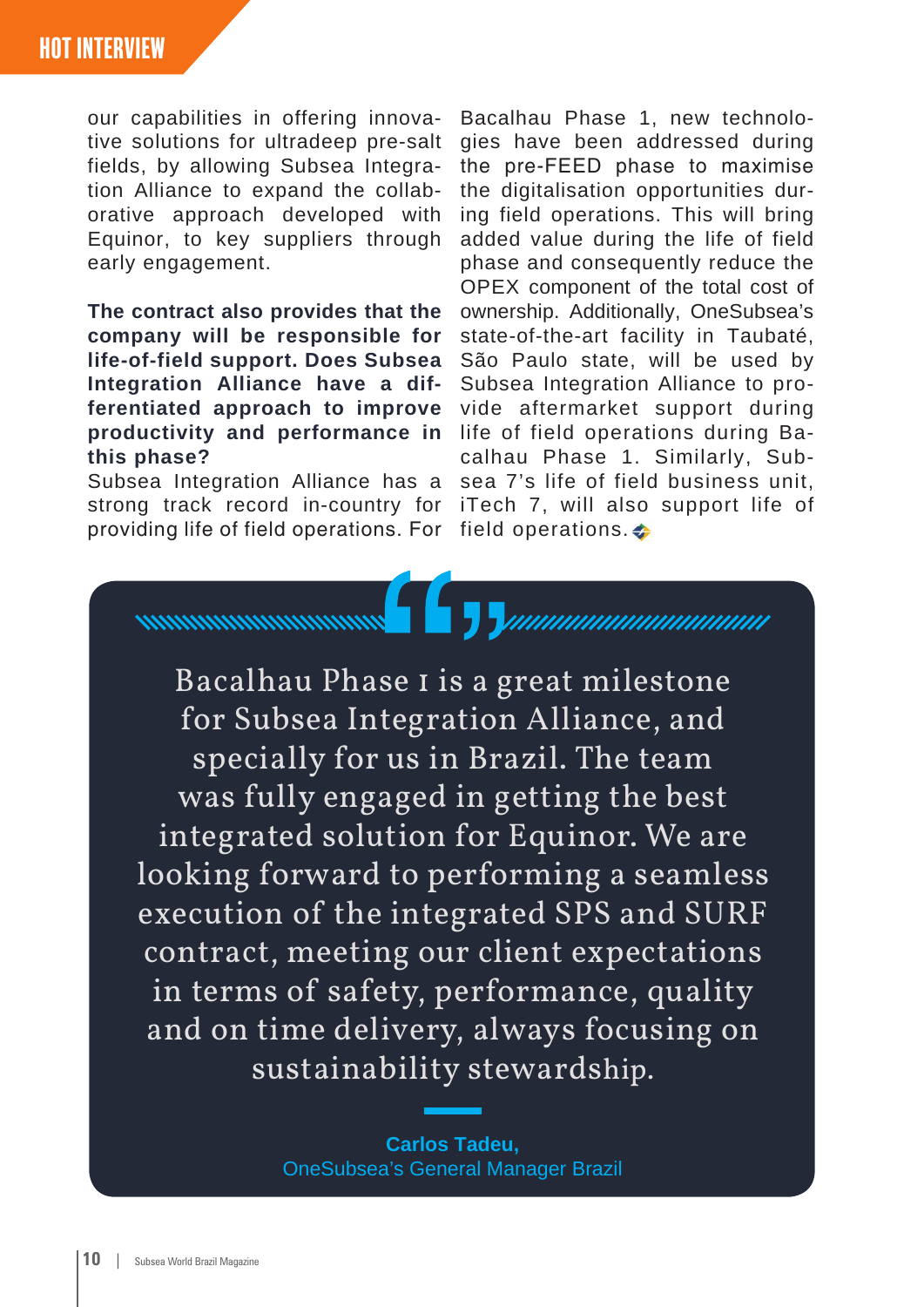our capabilities in offering innovative solutions for ultradeep pre-salt fields, by allowing Subsea Integration Alliance to expand the collaborative approach developed with Equinor, to key suppliers through early engagement.

**The contract also provides that the company will be responsible for life-of-field support. Does Subsea Integration Alliance have a differentiated approach to improve productivity and performance in this phase?**

Subsea Integration Alliance has a strong track record in-country for providing life of field operations. For Bacalhau Phase 1, new technologies have been addressed during the pre-FEED phase to maximise the digitalisation opportunities during field operations. This will bring added value during the life of field phase and consequently reduce the OPEX component of the total cost of ownership. Additionally, OneSubsea's state-of-the-art facility in Taubaté, São Paulo state, will be used by Subsea Integration Alliance to provide aftermarket support during life of field operations during Bacalhau Phase 1. Similarly, Subsea 7's life of field business unit, iTech 7, will also support life of field operations.

> Bacalhau Phase 1 is a great milestone for Subsea Integration Alliance, and specially for us in Brazil. The team was fully engaged in getting the best integrated solution for Equinor. We are looking forward to performing a seamless execution of the integrated SPS and SURF contract, meeting our client expectations in terms of safety, performance, quality and on time delivery, always focusing on sustainability stewardship.
>
> **Carlos Tadeu,**
> OneSubsea's General Manager Brazil